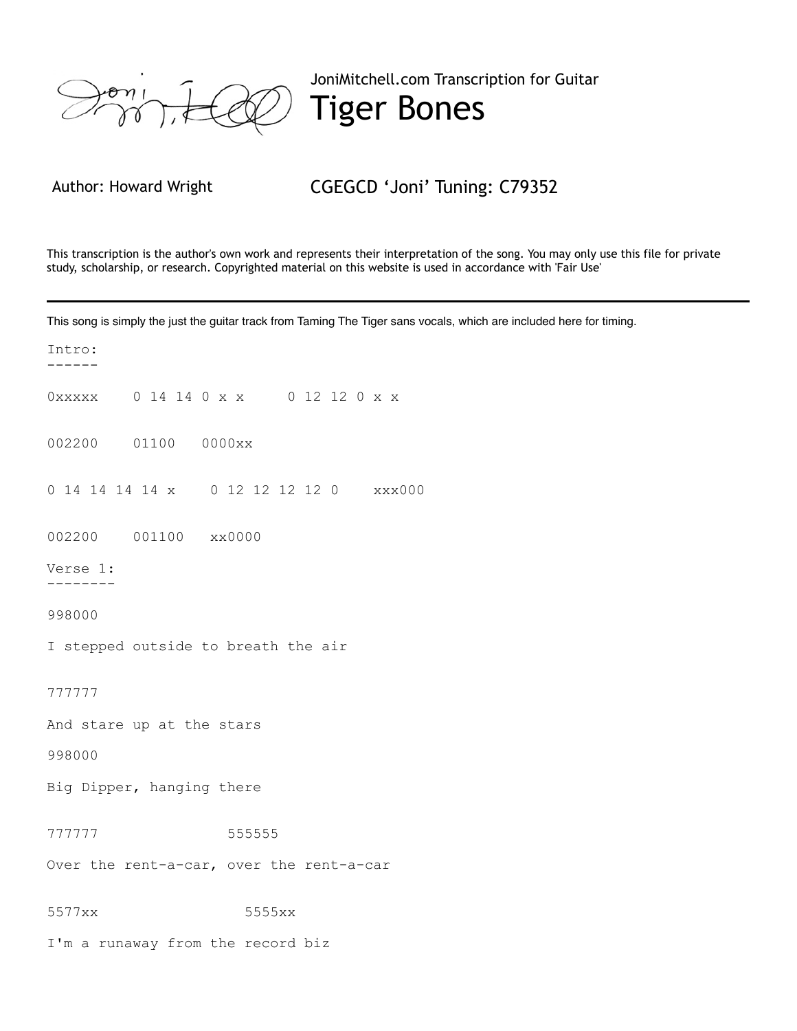JoniMitchell.com Transcription for Guitar

# Tiger Bones

Author: Howard Wright

CGEGCD 'Joni' Tuning: C79352

This transcription is the author's own work and represents their interpretation of the song. You may only use this file for private study, scholarship, or research. Copyrighted material on this website is used in accordance with 'Fair Use'

---

This song is simply the just the guitar track from Taming The Tiger sans vocals, which are included here for timing.

```
Intro:
------

0xxxxx    0 14 14 0 x x     0 12 12 0 x x

002200    01100   0000xx

0 14 14 14 14 x    0 12 12 12 12 0    xxx000

002200    001100   xx0000

Verse 1:
--------

998000

I stepped outside to breath the air

777777

And stare up at the stars

998000

Big Dipper, hanging there

777777               555555

Over the rent-a-car, over the rent-a-car

5577xx                 5555xx

I'm a runaway from the record biz
```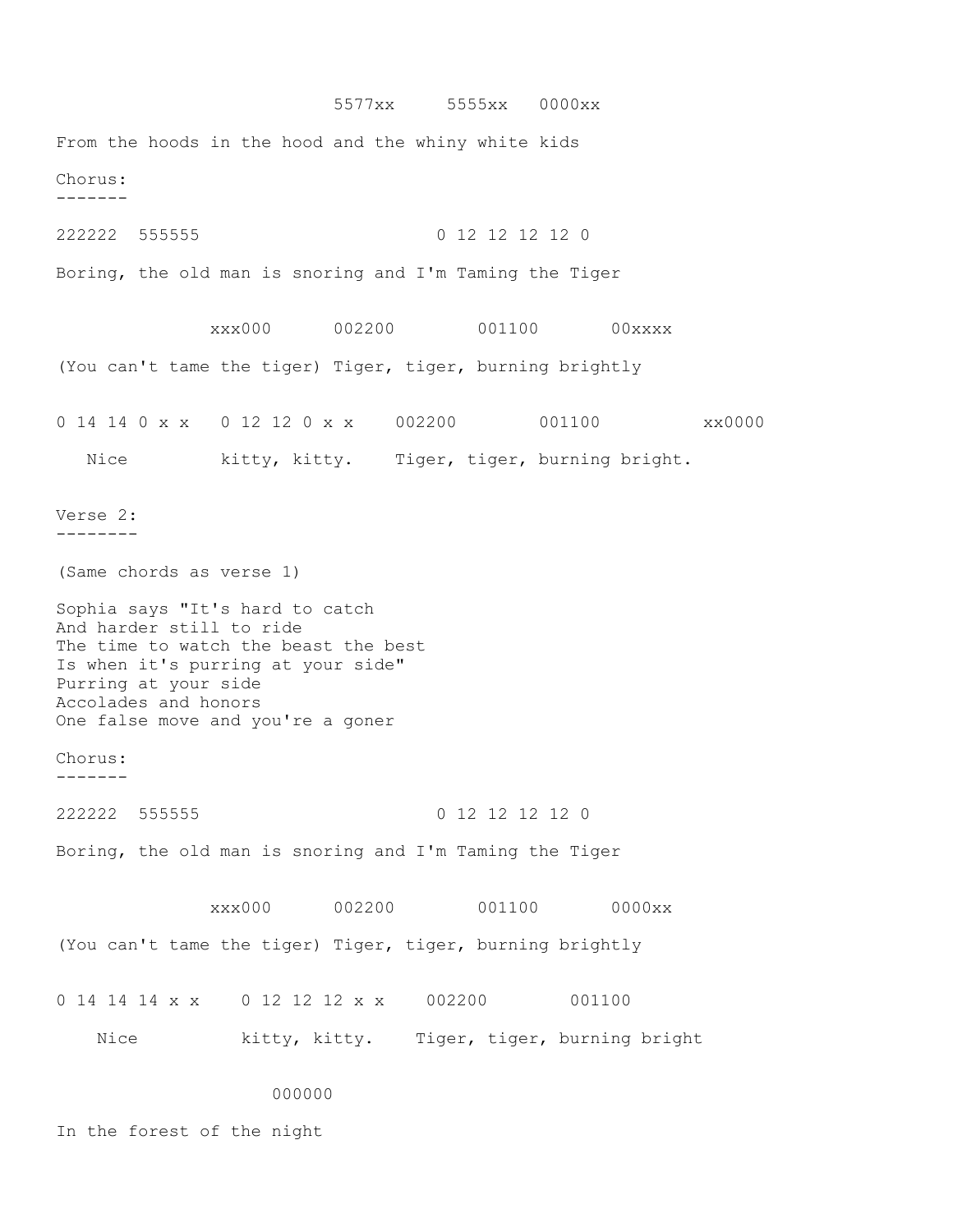```
                         5577xx     5555xx   0000xx

From the hoods in the hood and the whiny white kids
```

Chorus:
-------

```
222222  555555                        0 12 12 12 12 0

Boring, the old man is snoring and I'm Taming the Tiger


               xxx000      002200        001100       00xxxx

(You can't tame the tiger) Tiger, tiger, burning brightly


0 14 14 0 x x   0 12 12 0 x x    002200        001100          xx0000

   Nice         kitty, kitty.    Tiger, tiger, burning bright.
```

Verse 2:
--------

(Same chords as verse 1)

```
Sophia says "It's hard to catch
And harder still to ride
The time to watch the beast the best
Is when it's purring at your side"
Purring at your side
Accolades and honors
One false move and you're a goner
```

Chorus:
-------

```
222222  555555                        0 12 12 12 12 0

Boring, the old man is snoring and I'm Taming the Tiger


               xxx000      002200        001100       0000xx

(You can't tame the tiger) Tiger, tiger, burning brightly


0 14 14 14 x x    0 12 12 12 x x    002200        001100

    Nice          kitty, kitty.    Tiger, tiger, burning bright


                      000000

In the forest of the night
```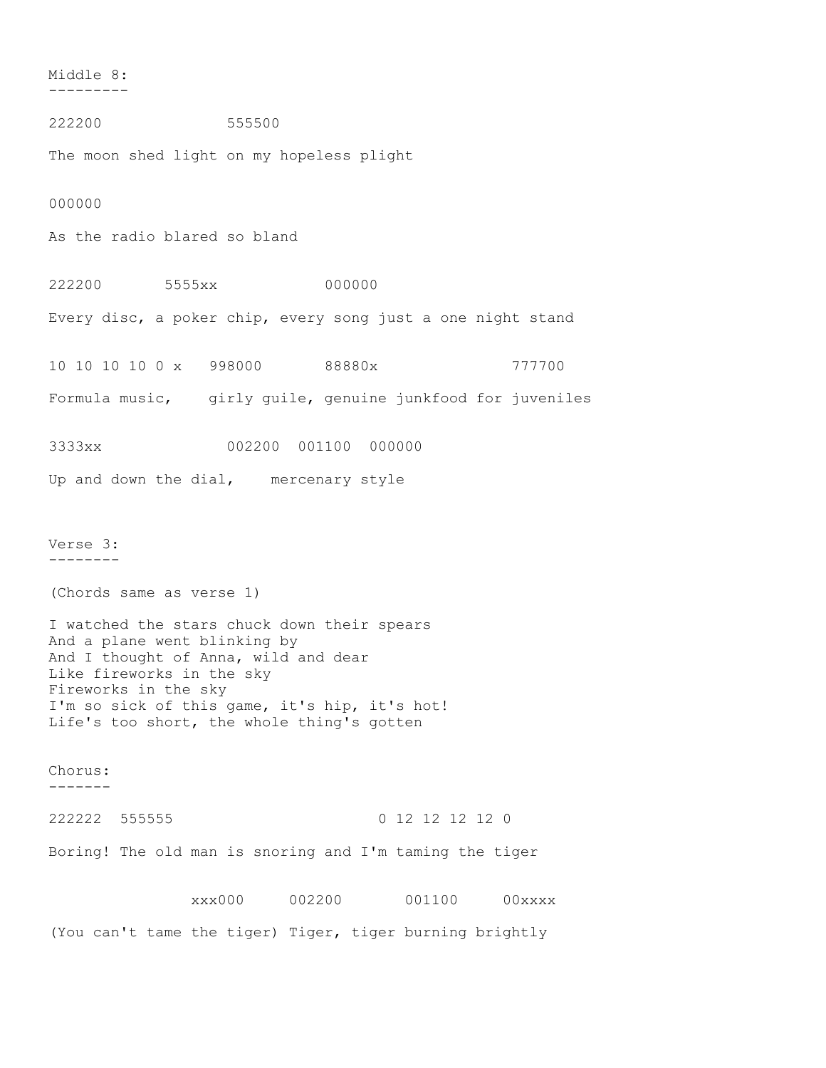Middle 8:
---------

```
222200             555500

The moon shed light on my hopeless plight


000000

As the radio blared so bland


222200       5555xx            000000

Every disc, a poker chip, every song just a one night stand


10 10 10 10 0 x   998000       88880x               777700

Formula music,    girly guile, genuine junkfood for juveniles


3333xx              002200  001100  000000

Up and down the dial,    mercenary style
```

Verse 3:
--------

(Chords same as verse 1)

I watched the stars chuck down their spears
And a plane went blinking by
And I thought of Anna, wild and dear
Like fireworks in the sky
Fireworks in the sky
I'm so sick of this game, it's hip, it's hot!
Life's too short, the whole thing's gotten

Chorus:
-------

```
222222  555555                       0 12 12 12 12 0

Boring! The old man is snoring and I'm taming the tiger


                xxx000     002200       001100     00xxxx

(You can't tame the tiger) Tiger, tiger burning brightly
```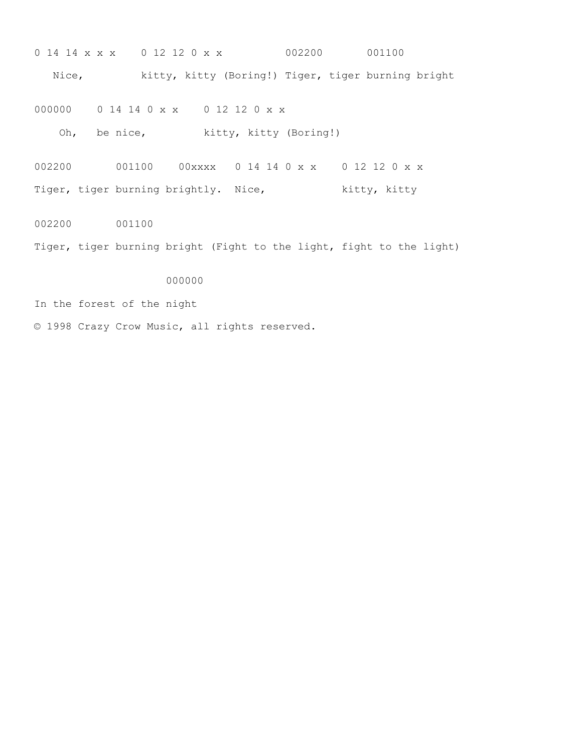```
0 14 14 x x x    0 12 12 0 x x          002200       001100
   Nice,         kitty, kitty (Boring!) Tiger, tiger burning bright

000000    0 14 14 0 x x    0 12 12 0 x x
    Oh,   be nice,         kitty, kitty (Boring!)

002200       001100    00xxxx   0 14 14 0 x x    0 12 12 0 x x
Tiger, tiger burning brightly.  Nice,            kitty, kitty

002200       001100
Tiger, tiger burning bright (Fight to the light, fight to the light)

                     000000
In the forest of the night
```

© 1998 Crazy Crow Music, all rights reserved.